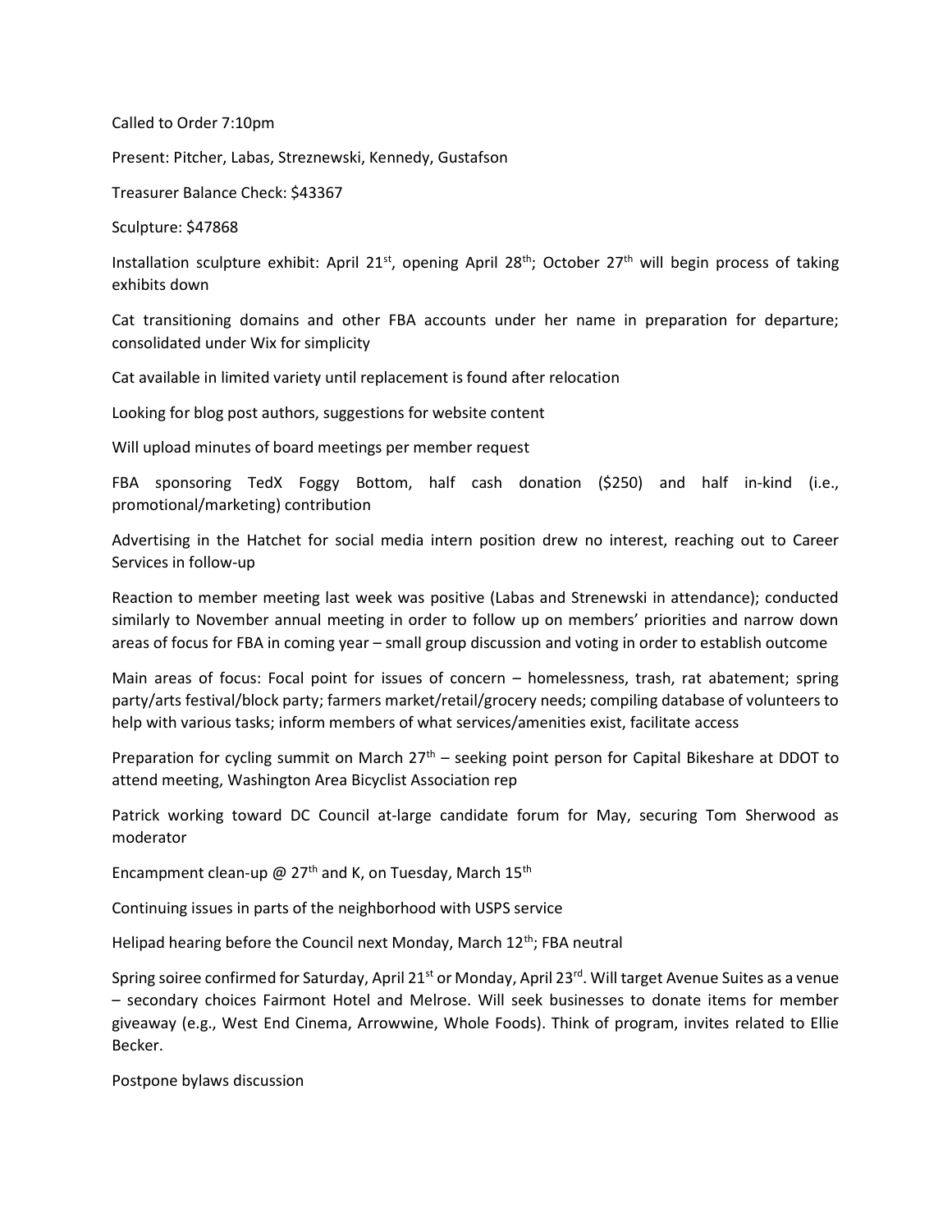Called to Order 7:10pm

Present: Pitcher, Labas, Streznewski, Kennedy, Gustafson

Treasurer Balance Check: $43367

Sculpture: $47868

Installation sculpture exhibit: April 21st, opening April 28th; October 27th will begin process of taking exhibits down

Cat transitioning domains and other FBA accounts under her name in preparation for departure; consolidated under Wix for simplicity

Cat available in limited variety until replacement is found after relocation

Looking for blog post authors, suggestions for website content

Will upload minutes of board meetings per member request

FBA sponsoring TedX Foggy Bottom, half cash donation ($250) and half in-kind (i.e., promotional/marketing) contribution

Advertising in the Hatchet for social media intern position drew no interest, reaching out to Career Services in follow-up

Reaction to member meeting last week was positive (Labas and Strenewski in attendance); conducted similarly to November annual meeting in order to follow up on members' priorities and narrow down areas of focus for FBA in coming year – small group discussion and voting in order to establish outcome

Main areas of focus: Focal point for issues of concern – homelessness, trash, rat abatement; spring party/arts festival/block party; farmers market/retail/grocery needs; compiling database of volunteers to help with various tasks; inform members of what services/amenities exist, facilitate access

Preparation for cycling summit on March 27th – seeking point person for Capital Bikeshare at DDOT to attend meeting, Washington Area Bicyclist Association rep

Patrick working toward DC Council at-large candidate forum for May, securing Tom Sherwood as moderator

Encampment clean-up @ 27th and K, on Tuesday, March 15th

Continuing issues in parts of the neighborhood with USPS service

Helipad hearing before the Council next Monday, March 12th; FBA neutral

Spring soiree confirmed for Saturday, April 21st or Monday, April 23rd. Will target Avenue Suites as a venue – secondary choices Fairmont Hotel and Melrose. Will seek businesses to donate items for member giveaway (e.g., West End Cinema, Arrowwine, Whole Foods). Think of program, invites related to Ellie Becker.

Postpone bylaws discussion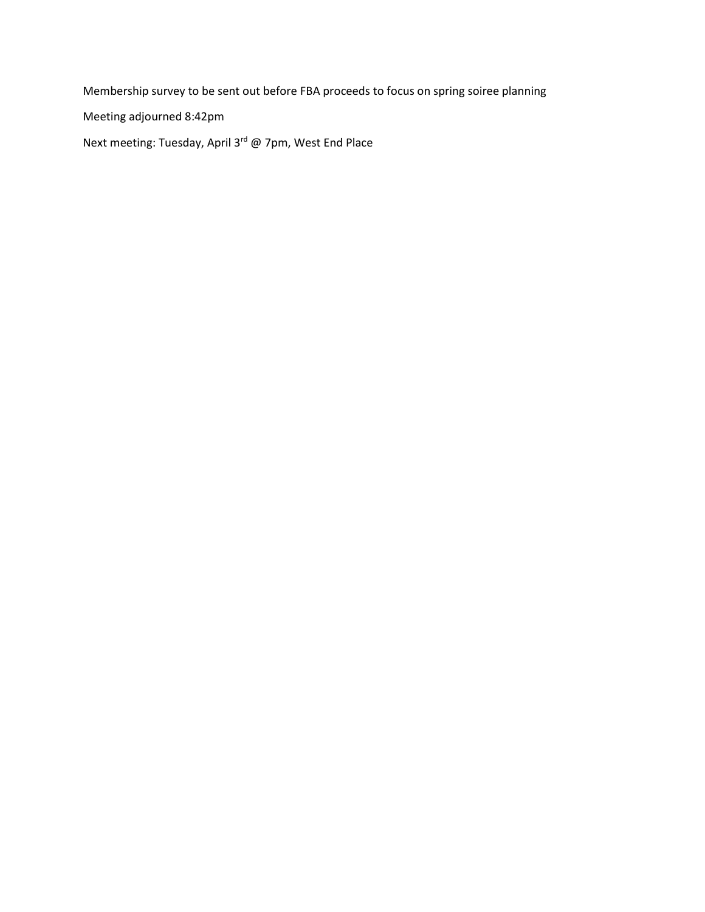Membership survey to be sent out before FBA proceeds to focus on spring soiree planning

Meeting adjourned 8:42pm

Next meeting: Tuesday, April 3rd @ 7pm, West End Place